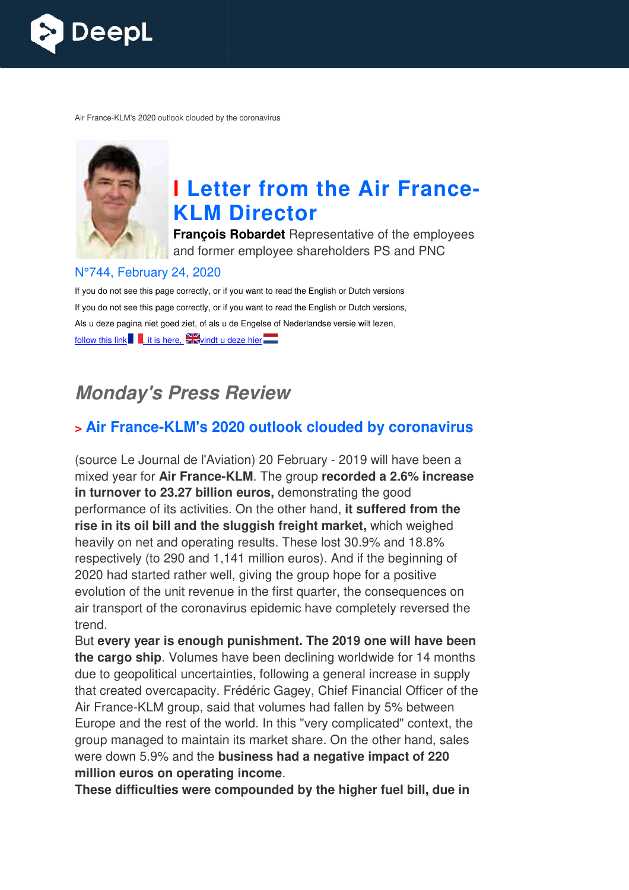Air France-KLM's 2020 outlook clouded by the coronavirus

# I Letter from the Air France-KLM Director

**François Robardet** Representative of the employees and former employee shareholders PS and PNC

N°744, February 24, 2020

If you do not see this page correctly, or if you want to read the English or Dutch versions

If you do not see this page correctly, or if you want to read the English or Dutch versions,

Als u deze pagina niet goed ziet, of als u de Engelse of Nederlandse versie wilt lezen,

follow this link, it is here, vindt u deze hier

## *Monday's Press Review*

### > Air France-KLM's 2020 outlook clouded by coronavirus

(source Le Journal de l'Aviation) 20 February - 2019 will have been a mixed year for **Air France-KLM**. The group **recorded a 2.6% increase in turnover to 23.27 billion euros,** demonstrating the good performance of its activities. On the other hand, **it suffered from the rise in its oil bill and the sluggish freight market,** which weighed heavily on net and operating results. These lost 30.9% and 18.8% respectively (to 290 and 1,141 million euros). And if the beginning of 2020 had started rather well, giving the group hope for a positive evolution of the unit revenue in the first quarter, the consequences on air transport of the coronavirus epidemic have completely reversed the trend.

But **every year is enough punishment. The 2019 one will have been the cargo ship**. Volumes have been declining worldwide for 14 months due to geopolitical uncertainties, following a general increase in supply that created overcapacity. Frédéric Gagey, Chief Financial Officer of the Air France-KLM group, said that volumes had fallen by 5% between Europe and the rest of the world. In this "very complicated" context, the group managed to maintain its market share. On the other hand, sales were down 5.9% and the **business had a negative impact of 220 million euros on operating income**.

**These difficulties were compounded by the higher fuel bill, due in**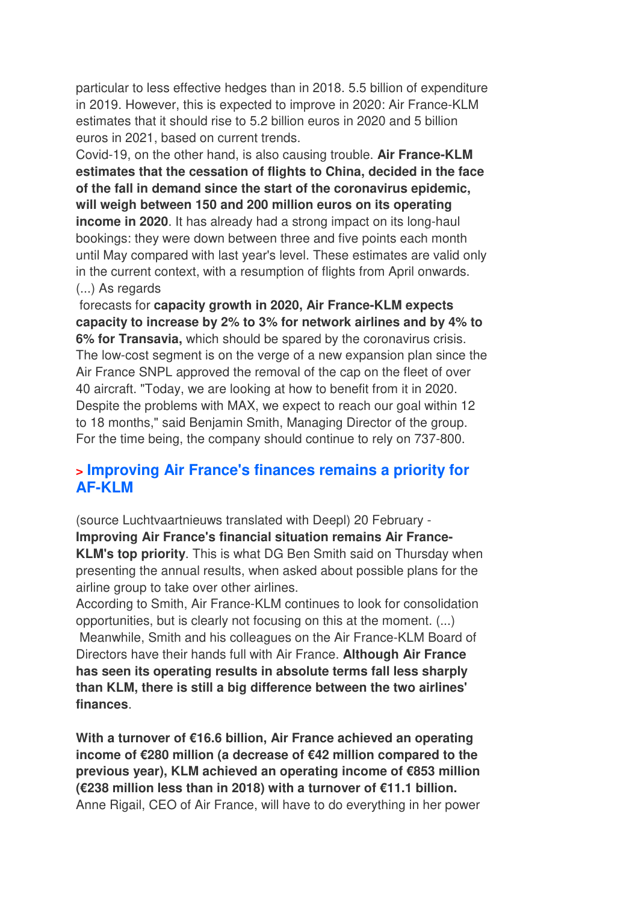particular to less effective hedges than in 2018. 5.5 billion of expenditure in 2019. However, this is expected to improve in 2020: Air France-KLM estimates that it should rise to 5.2 billion euros in 2020 and 5 billion euros in 2021, based on current trends.

Covid-19, on the other hand, is also causing trouble. **Air France-KLM estimates that the cessation of flights to China, decided in the face of the fall in demand since the start of the coronavirus epidemic, will weigh between 150 and 200 million euros on its operating income in 2020**. It has already had a strong impact on its long-haul bookings: they were down between three and five points each month until May compared with last year's level. These estimates are valid only in the current context, with a resumption of flights from April onwards. (...) As regards forecasts for **capacity growth in 2020, Air France-KLM expects capacity to increase by 2% to 3% for network airlines and by 4% to 6% for Transavia,** which should be spared by the coronavirus crisis. The low-cost segment is on the verge of a new expansion plan since the Air France SNPL approved the removal of the cap on the fleet of over 40 aircraft. "Today, we are looking at how to benefit from it in 2020. Despite the problems with MAX, we expect to reach our goal within 12 to 18 months," said Benjamin Smith, Managing Director of the group. For the time being, the company should continue to rely on 737-800.

## > Improving Air France's finances remains a priority for AF-KLM

(source Luchtvaartnieuws translated with Deepl) 20 February - **Improving Air France's financial situation remains Air France-KLM's top priority**. This is what DG Ben Smith said on Thursday when presenting the annual results, when asked about possible plans for the airline group to take over other airlines.

According to Smith, Air France-KLM continues to look for consolidation opportunities, but is clearly not focusing on this at the moment. (...) Meanwhile, Smith and his colleagues on the Air France-KLM Board of Directors have their hands full with Air France. **Although Air France has seen its operating results in absolute terms fall less sharply than KLM, there is still a big difference between the two airlines' finances**.

**With a turnover of €16.6 billion, Air France achieved an operating income of €280 million (a decrease of €42 million compared to the previous year), KLM achieved an operating income of €853 million (€238 million less than in 2018) with a turnover of €11.1 billion.** Anne Rigail, CEO of Air France, will have to do everything in her power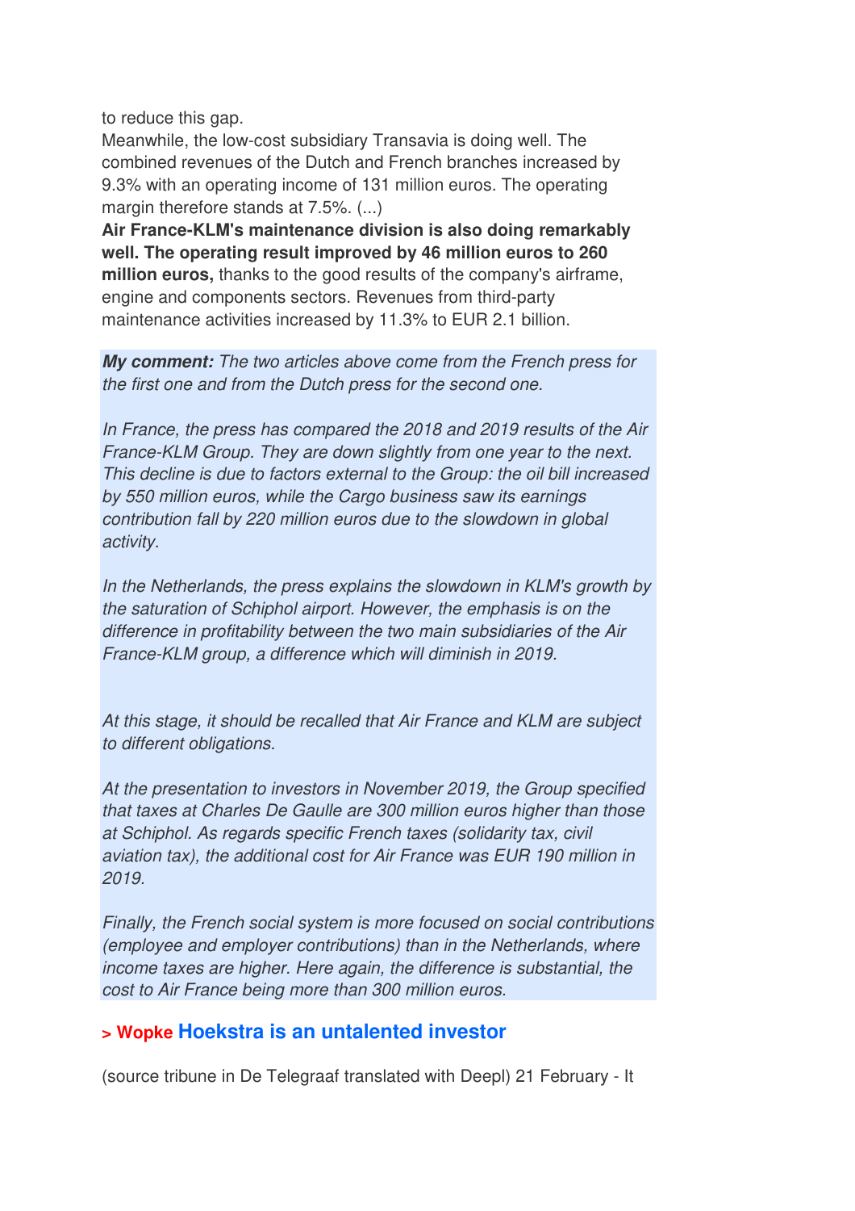to reduce this gap.

Meanwhile, the low-cost subsidiary Transavia is doing well. The combined revenues of the Dutch and French branches increased by 9.3% with an operating income of 131 million euros. The operating margin therefore stands at 7.5%. (...)

**Air France-KLM's maintenance division is also doing remarkably well. The operating result improved by 46 million euros to 260 million euros,** thanks to the good results of the company's airframe, engine and components sectors. Revenues from third-party maintenance activities increased by 11.3% to EUR 2.1 billion.

***My comment:*** *The two articles above come from the French press for the first one and from the Dutch press for the second one.*

*In France, the press has compared the 2018 and 2019 results of the Air France-KLM Group. They are down slightly from one year to the next. This decline is due to factors external to the Group: the oil bill increased by 550 million euros, while the Cargo business saw its earnings contribution fall by 220 million euros due to the slowdown in global activity.*

*In the Netherlands, the press explains the slowdown in KLM's growth by the saturation of Schiphol airport. However, the emphasis is on the difference in profitability between the two main subsidiaries of the Air France-KLM group, a difference which will diminish in 2019.*

*At this stage, it should be recalled that Air France and KLM are subject to different obligations.*

*At the presentation to investors in November 2019, the Group specified that taxes at Charles De Gaulle are 300 million euros higher than those at Schiphol. As regards specific French taxes (solidarity tax, civil aviation tax), the additional cost for Air France was EUR 190 million in 2019.*

*Finally, the French social system is more focused on social contributions (employee and employer contributions) than in the Netherlands, where income taxes are higher. Here again, the difference is substantial, the cost to Air France being more than 300 million euros.*

## > Wopke Hoekstra is an untalented investor

(source tribune in De Telegraaf translated with Deepl) 21 February - It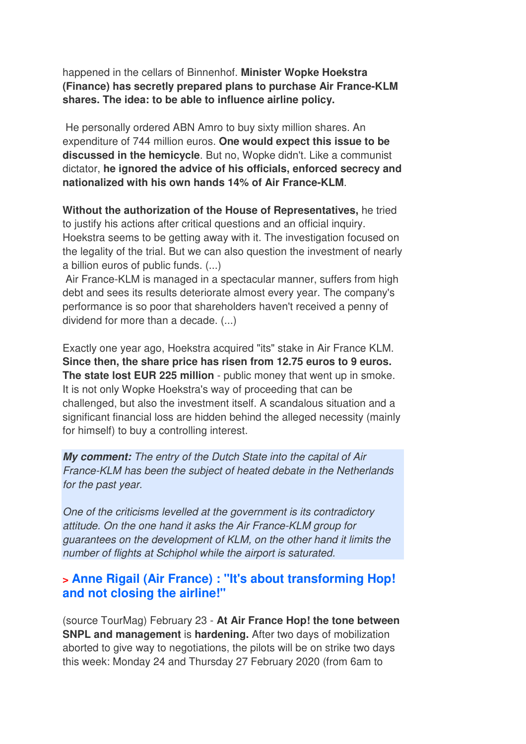happened in the cellars of Binnenhof. **Minister Wopke Hoekstra (Finance) has secretly prepared plans to purchase Air France-KLM shares. The idea: to be able to influence airline policy.**

He personally ordered ABN Amro to buy sixty million shares. An expenditure of 744 million euros. **One would expect this issue to be discussed in the hemicycle**. But no, Wopke didn't. Like a communist dictator, **he ignored the advice of his officials, enforced secrecy and nationalized with his own hands 14% of Air France-KLM**.

**Without the authorization of the House of Representatives,** he tried to justify his actions after critical questions and an official inquiry. Hoekstra seems to be getting away with it. The investigation focused on the legality of the trial. But we can also question the investment of nearly a billion euros of public funds. (...)

Air France-KLM is managed in a spectacular manner, suffers from high debt and sees its results deteriorate almost every year. The company's performance is so poor that shareholders haven't received a penny of dividend for more than a decade. (...)

Exactly one year ago, Hoekstra acquired "its" stake in Air France KLM. **Since then, the share price has risen from 12.75 euros to 9 euros. The state lost EUR 225 million** - public money that went up in smoke. It is not only Wopke Hoekstra's way of proceeding that can be challenged, but also the investment itself. A scandalous situation and a significant financial loss are hidden behind the alleged necessity (mainly for himself) to buy a controlling interest.

***My comment:*** *The entry of the Dutch State into the capital of Air France-KLM has been the subject of heated debate in the Netherlands for the past year.*

*One of the criticisms levelled at the government is its contradictory attitude. On the one hand it asks the Air France-KLM group for guarantees on the development of KLM, on the other hand it limits the number of flights at Schiphol while the airport is saturated.*

### > Anne Rigail (Air France) : "It's about transforming Hop! and not closing the airline!"

(source TourMag) February 23 - **At Air France Hop! the tone between SNPL and management** is **hardening.** After two days of mobilization aborted to give way to negotiations, the pilots will be on strike two days this week: Monday 24 and Thursday 27 February 2020 (from 6am to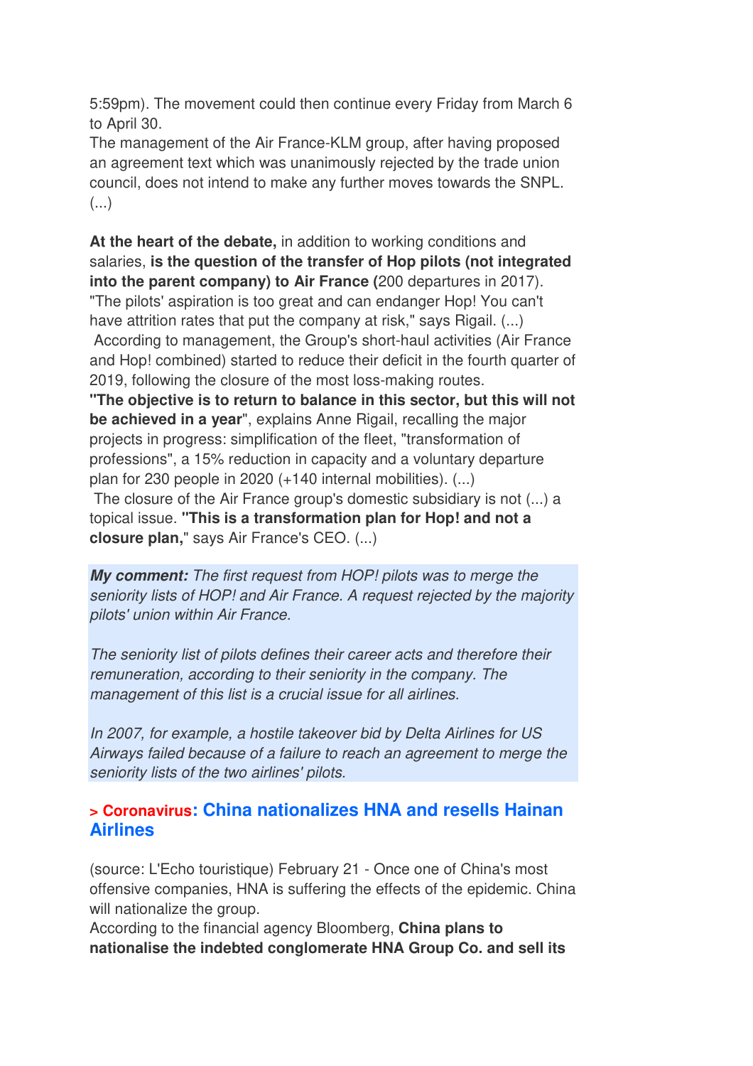5:59pm). The movement could then continue every Friday from March 6 to April 30.
The management of the Air France-KLM group, after having proposed an agreement text which was unanimously rejected by the trade union council, does not intend to make any further moves towards the SNPL. (...)

**At the heart of the debate,** in addition to working conditions and salaries, **is the question of the transfer of Hop pilots (not integrated into the parent company) to Air France (**200 departures in 2017). "The pilots' aspiration is too great and can endanger Hop! You can't have attrition rates that put the company at risk," says Rigail. (...)
According to management, the Group's short-haul activities (Air France and Hop! combined) started to reduce their deficit in the fourth quarter of 2019, following the closure of the most loss-making routes.
**"The objective is to return to balance in this sector, but this will not be achieved in a year**", explains Anne Rigail, recalling the major projects in progress: simplification of the fleet, "transformation of professions", a 15% reduction in capacity and a voluntary departure plan for 230 people in 2020 (+140 internal mobilities). (...)
The closure of the Air France group's domestic subsidiary is not (...) a topical issue. **"This is a transformation plan for Hop! and not a closure plan,"** says Air France's CEO. (...)

***My comment:*** *The first request from HOP! pilots was to merge the seniority lists of HOP! and Air France. A request rejected by the majority pilots' union within Air France.*

*The seniority list of pilots defines their career acts and therefore their remuneration, according to their seniority in the company. The management of this list is a crucial issue for all airlines.*

*In 2007, for example, a hostile takeover bid by Delta Airlines for US Airways failed because of a failure to reach an agreement to merge the seniority lists of the two airlines' pilots.*

## > Coronavirus: China nationalizes HNA and resells Hainan Airlines

(source: L'Echo touristique) February 21 - Once one of China's most offensive companies, HNA is suffering the effects of the epidemic. China will nationalize the group.
According to the financial agency Bloomberg, **China plans to nationalise the indebted conglomerate HNA Group Co. and sell its**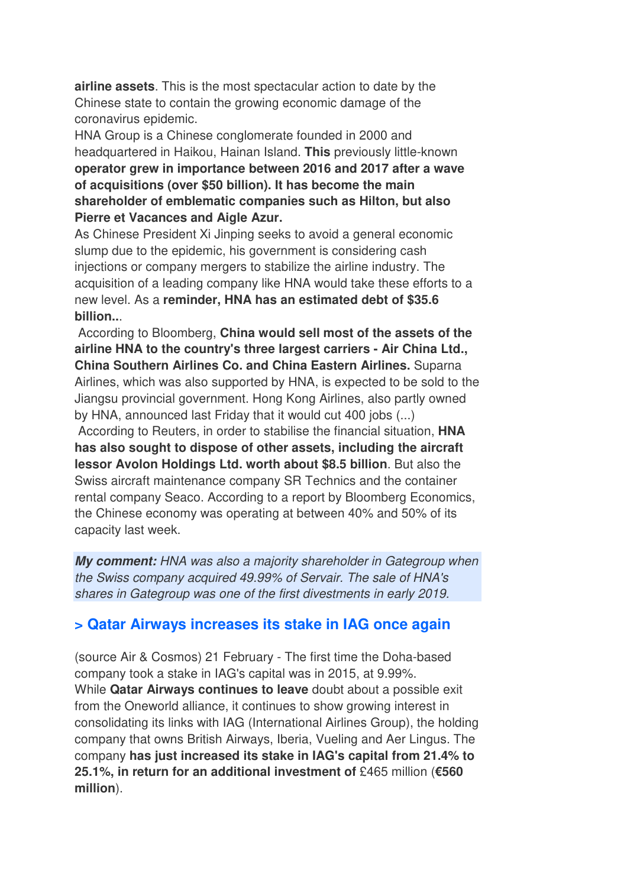**airline assets**. This is the most spectacular action to date by the Chinese state to contain the growing economic damage of the coronavirus epidemic.

HNA Group is a Chinese conglomerate founded in 2000 and headquartered in Haikou, Hainan Island. **This** previously little-known **operator grew in importance between 2016 and 2017 after a wave of acquisitions (over $50 billion). It has become the main shareholder of emblematic companies such as Hilton, but also Pierre et Vacances and Aigle Azur.**

As Chinese President Xi Jinping seeks to avoid a general economic slump due to the epidemic, his government is considering cash injections or company mergers to stabilize the airline industry. The acquisition of a leading company like HNA would take these efforts to a new level. As a **reminder, HNA has an estimated debt of $35.6 billion..**.

According to Bloomberg, **China would sell most of the assets of the airline HNA to the country's three largest carriers - Air China Ltd., China Southern Airlines Co. and China Eastern Airlines.** Suparna Airlines, which was also supported by HNA, is expected to be sold to the Jiangsu provincial government. Hong Kong Airlines, also partly owned by HNA, announced last Friday that it would cut 400 jobs (...)

According to Reuters, in order to stabilise the financial situation, **HNA has also sought to dispose of other assets, including the aircraft lessor Avolon Holdings Ltd. worth about $8.5 billion**. But also the Swiss aircraft maintenance company SR Technics and the container rental company Seaco. According to a report by Bloomberg Economics, the Chinese economy was operating at between 40% and 50% of its capacity last week.

***My comment:*** *HNA was also a majority shareholder in Gategroup when the Swiss company acquired 49.99% of Servair. The sale of HNA's shares in Gategroup was one of the first divestments in early 2019.*

## > Qatar Airways increases its stake in IAG once again

(source Air & Cosmos) 21 February - The first time the Doha-based company took a stake in IAG's capital was in 2015, at 9.99%.

While **Qatar Airways continues to leave** doubt about a possible exit from the Oneworld alliance, it continues to show growing interest in consolidating its links with IAG (International Airlines Group), the holding company that owns British Airways, Iberia, Vueling and Aer Lingus. The company **has just increased its stake in IAG's capital from 21.4% to 25.1%, in return for an additional investment of** £465 million (**€560 million**).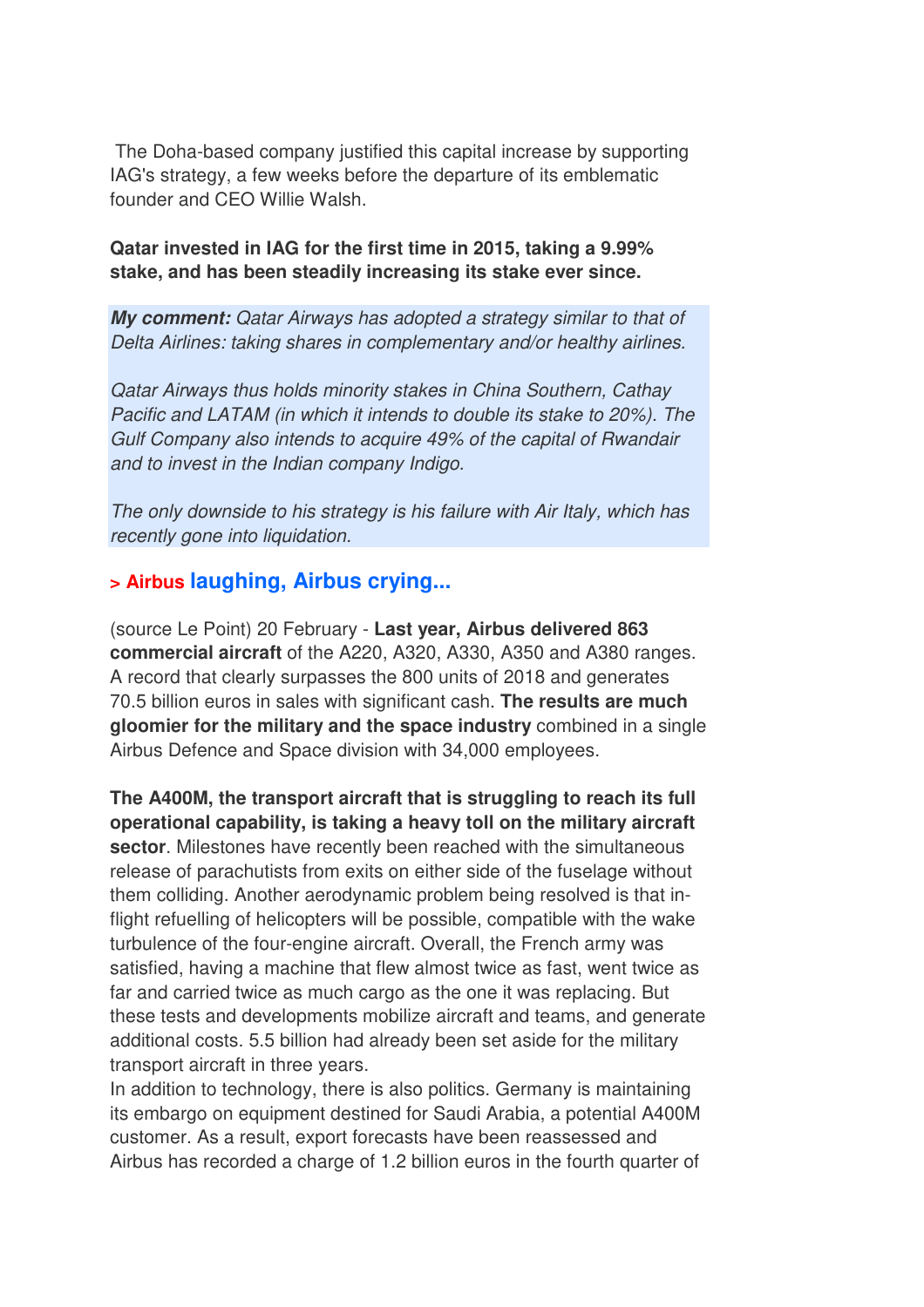The Doha-based company justified this capital increase by supporting IAG's strategy, a few weeks before the departure of its emblematic founder and CEO Willie Walsh.

**Qatar invested in IAG for the first time in 2015, taking a 9.99% stake, and has been steadily increasing its stake ever since.**

***My comment:*** *Qatar Airways has adopted a strategy similar to that of Delta Airlines: taking shares in complementary and/or healthy airlines.*

*Qatar Airways thus holds minority stakes in China Southern, Cathay Pacific and LATAM (in which it intends to double its stake to 20%). The Gulf Company also intends to acquire 49% of the capital of Rwandair and to invest in the Indian company Indigo.*

*The only downside to his strategy is his failure with Air Italy, which has recently gone into liquidation.*

## > Airbus laughing, Airbus crying...

(source Le Point) 20 February - **Last year, Airbus delivered 863 commercial aircraft** of the A220, A320, A330, A350 and A380 ranges. A record that clearly surpasses the 800 units of 2018 and generates 70.5 billion euros in sales with significant cash. **The results are much gloomier for the military and the space industry** combined in a single Airbus Defence and Space division with 34,000 employees.

**The A400M, the transport aircraft that is struggling to reach its full operational capability, is taking a heavy toll on the military aircraft sector**. Milestones have recently been reached with the simultaneous release of parachutists from exits on either side of the fuselage without them colliding. Another aerodynamic problem being resolved is that in-flight refuelling of helicopters will be possible, compatible with the wake turbulence of the four-engine aircraft. Overall, the French army was satisfied, having a machine that flew almost twice as fast, went twice as far and carried twice as much cargo as the one it was replacing. But these tests and developments mobilize aircraft and teams, and generate additional costs. 5.5 billion had already been set aside for the military transport aircraft in three years.
In addition to technology, there is also politics. Germany is maintaining its embargo on equipment destined for Saudi Arabia, a potential A400M customer. As a result, export forecasts have been reassessed and Airbus has recorded a charge of 1.2 billion euros in the fourth quarter of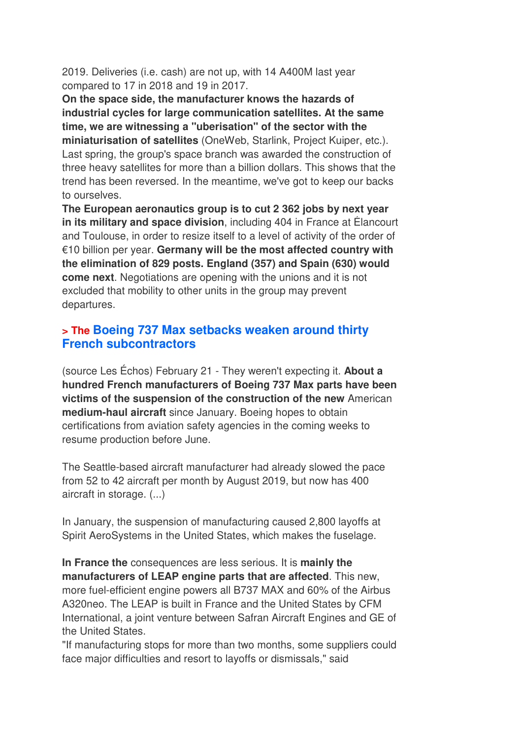2019. Deliveries (i.e. cash) are not up, with 14 A400M last year compared to 17 in 2018 and 19 in 2017.

**On the space side, the manufacturer knows the hazards of industrial cycles for large communication satellites. At the same time, we are witnessing a "uberisation" of the sector with the miniaturisation of satellites** (OneWeb, Starlink, Project Kuiper, etc.). Last spring, the group's space branch was awarded the construction of three heavy satellites for more than a billion dollars. This shows that the trend has been reversed. In the meantime, we've got to keep our backs to ourselves.

**The European aeronautics group is to cut 2 362 jobs by next year in its military and space division**, including 404 in France at Élancourt and Toulouse, in order to resize itself to a level of activity of the order of €10 billion per year. **Germany will be the most affected country with the elimination of 829 posts. England (357) and Spain (630) would come next**. Negotiations are opening with the unions and it is not excluded that mobility to other units in the group may prevent departures.

## > The Boeing 737 Max setbacks weaken around thirty French subcontractors

(source Les Échos) February 21 - They weren't expecting it. **About a hundred French manufacturers of Boeing 737 Max parts have been victims of the suspension of the construction of the new** American **medium-haul aircraft** since January. Boeing hopes to obtain certifications from aviation safety agencies in the coming weeks to resume production before June.

The Seattle-based aircraft manufacturer had already slowed the pace from 52 to 42 aircraft per month by August 2019, but now has 400 aircraft in storage. (...)

In January, the suspension of manufacturing caused 2,800 layoffs at Spirit AeroSystems in the United States, which makes the fuselage.

**In France the** consequences are less serious. It is **mainly the manufacturers of LEAP engine parts that are affected**. This new, more fuel-efficient engine powers all B737 MAX and 60% of the Airbus A320neo. The LEAP is built in France and the United States by CFM International, a joint venture between Safran Aircraft Engines and GE of the United States.

"If manufacturing stops for more than two months, some suppliers could face major difficulties and resort to layoffs or dismissals," said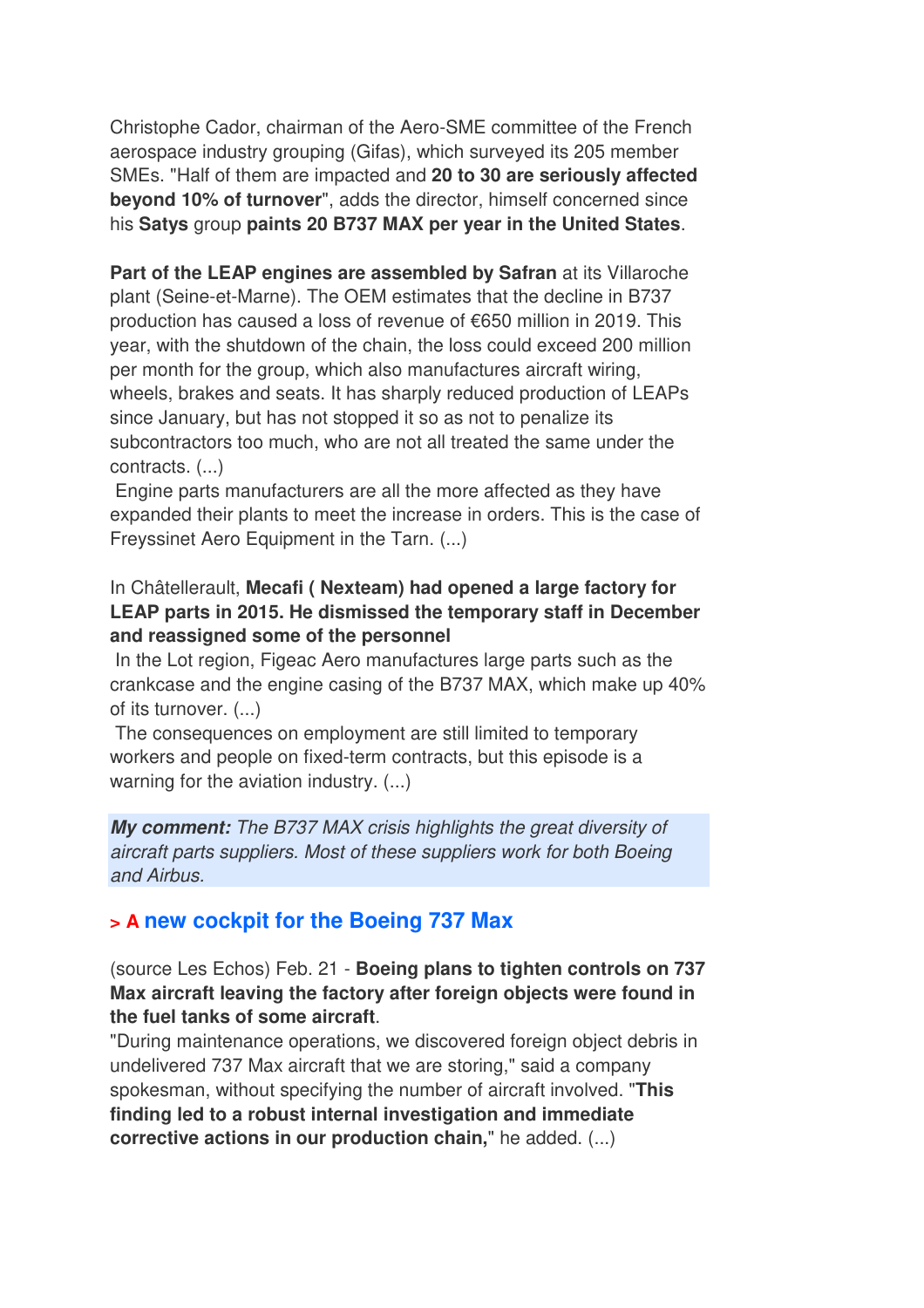Christophe Cador, chairman of the Aero-SME committee of the French aerospace industry grouping (Gifas), which surveyed its 205 member SMEs. "Half of them are impacted and **20 to 30 are seriously affected beyond 10% of turnover**", adds the director, himself concerned since his **Satys** group **paints 20 B737 MAX per year in the United States**.

**Part of the LEAP engines are assembled by Safran** at its Villaroche plant (Seine-et-Marne). The OEM estimates that the decline in B737 production has caused a loss of revenue of €650 million in 2019. This year, with the shutdown of the chain, the loss could exceed 200 million per month for the group, which also manufactures aircraft wiring, wheels, brakes and seats. It has sharply reduced production of LEAPs since January, but has not stopped it so as not to penalize its subcontractors too much, who are not all treated the same under the contracts. (...)

Engine parts manufacturers are all the more affected as they have expanded their plants to meet the increase in orders. This is the case of Freyssinet Aero Equipment in the Tarn. (...)

In Châtellerault, **Mecafi ( Nexteam) had opened a large factory for LEAP parts in 2015. He dismissed the temporary staff in December and reassigned some of the personnel**

In the Lot region, Figeac Aero manufactures large parts such as the crankcase and the engine casing of the B737 MAX, which make up 40% of its turnover. (...)

The consequences on employment are still limited to temporary workers and people on fixed-term contracts, but this episode is a warning for the aviation industry. (...)

***My comment:*** *The B737 MAX crisis highlights the great diversity of aircraft parts suppliers. Most of these suppliers work for both Boeing and Airbus.*

## > A new cockpit for the Boeing 737 Max

(source Les Echos) Feb. 21 - **Boeing plans to tighten controls on 737 Max aircraft leaving the factory after foreign objects were found in the fuel tanks of some aircraft**.

"During maintenance operations, we discovered foreign object debris in undelivered 737 Max aircraft that we are storing," said a company spokesman, without specifying the number of aircraft involved. "**This finding led to a robust internal investigation and immediate corrective actions in our production chain,**" he added. (...)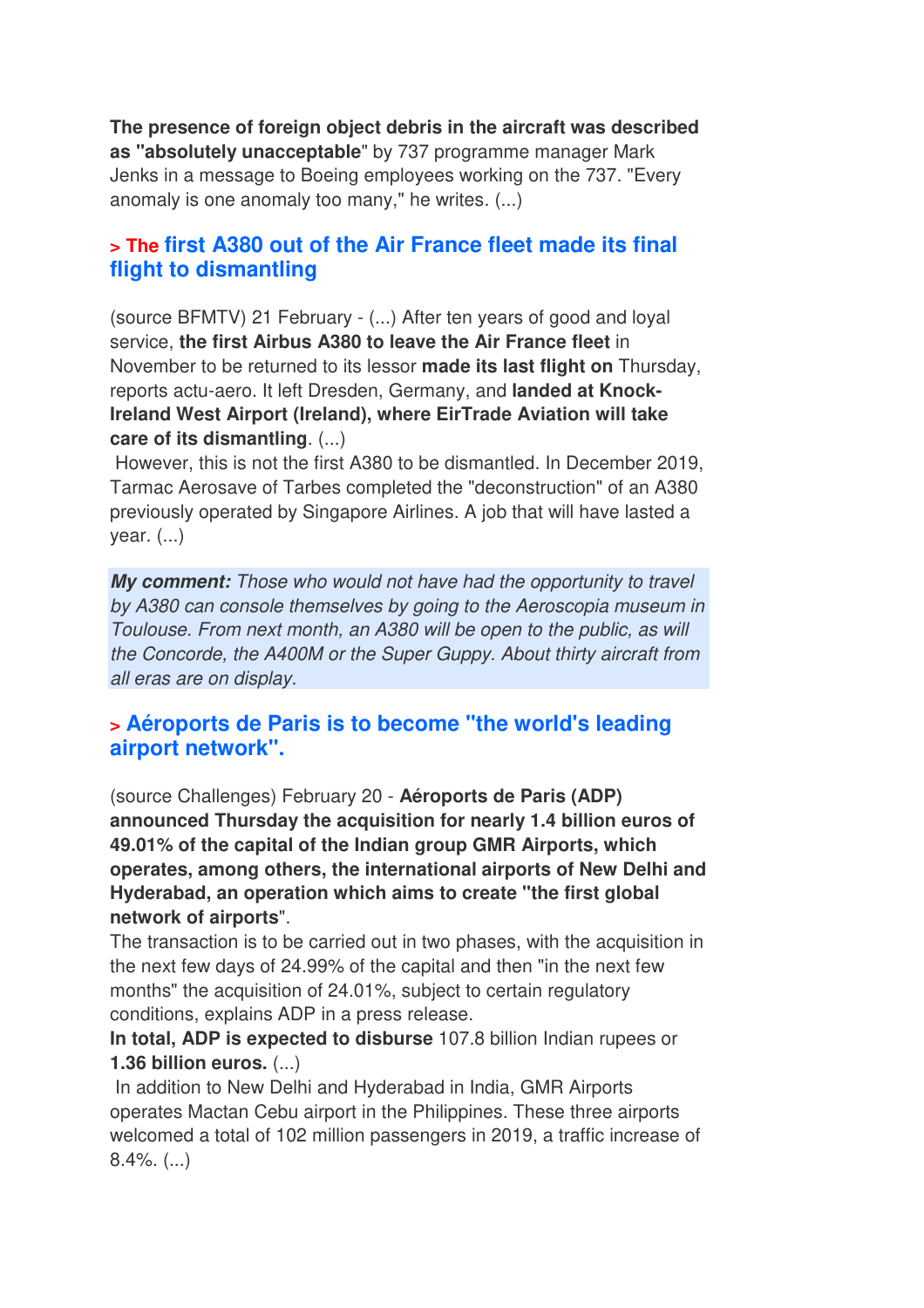**The presence of foreign object debris in the aircraft was described as "absolutely unacceptable"** by 737 programme manager Mark Jenks in a message to Boeing employees working on the 737. "Every anomaly is one anomaly too many," he writes. (...)

## > The first A380 out of the Air France fleet made its final flight to dismantling

(source BFMTV) 21 February - (...) After ten years of good and loyal service, **the first Airbus A380 to leave the Air France fleet** in November to be returned to its lessor **made its last flight on** Thursday, reports actu-aero. It left Dresden, Germany, and **landed at Knock-Ireland West Airport (Ireland), where EirTrade Aviation will take care of its dismantling**. (...)

However, this is not the first A380 to be dismantled. In December 2019, Tarmac Aerosave of Tarbes completed the "deconstruction" of an A380 previously operated by Singapore Airlines. A job that will have lasted a year. (...)

***My comment:*** *Those who would not have had the opportunity to travel by A380 can console themselves by going to the Aeroscopia museum in Toulouse. From next month, an A380 will be open to the public, as will the Concorde, the A400M or the Super Guppy. About thirty aircraft from all eras are on display.*

## > Aéroports de Paris is to become "the world's leading airport network".

(source Challenges) February 20 - **Aéroports de Paris (ADP) announced Thursday the acquisition for nearly 1.4 billion euros of 49.01% of the capital of the Indian group GMR Airports, which operates, among others, the international airports of New Delhi and Hyderabad, an operation which aims to create "the first global network of airports**".

The transaction is to be carried out in two phases, with the acquisition in the next few days of 24.99% of the capital and then "in the next few months" the acquisition of 24.01%, subject to certain regulatory conditions, explains ADP in a press release.

**In total, ADP is expected to disburse** 107.8 billion Indian rupees or **1.36 billion euros.** (...)

In addition to New Delhi and Hyderabad in India, GMR Airports operates Mactan Cebu airport in the Philippines. These three airports welcomed a total of 102 million passengers in 2019, a traffic increase of 8.4%. (...)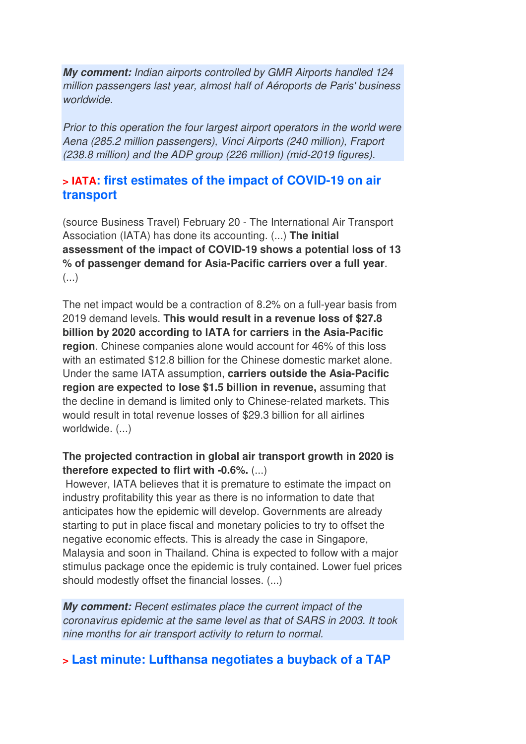***My comment:*** *Indian airports controlled by GMR Airports handled 124 million passengers last year, almost half of Aéroports de Paris' business worldwide.*

*Prior to this operation the four largest airport operators in the world were Aena (285.2 million passengers), Vinci Airports (240 million), Fraport (238.8 million) and the ADP group (226 million) (mid-2019 figures).*

## > IATA: first estimates of the impact of COVID-19 on air transport

(source Business Travel) February 20 - The International Air Transport Association (IATA) has done its accounting. (...) **The initial assessment of the impact of COVID-19 shows a potential loss of 13 % of passenger demand for Asia-Pacific carriers over a full year**. (...)

The net impact would be a contraction of 8.2% on a full-year basis from 2019 demand levels. **This would result in a revenue loss of $27.8 billion by 2020 according to IATA for carriers in the Asia-Pacific region**. Chinese companies alone would account for 46% of this loss with an estimated $12.8 billion for the Chinese domestic market alone. Under the same IATA assumption, **carriers outside the Asia-Pacific region are expected to lose $1.5 billion in revenue,** assuming that the decline in demand is limited only to Chinese-related markets. This would result in total revenue losses of $29.3 billion for all airlines worldwide. (...)

**The projected contraction in global air transport growth in 2020 is therefore expected to flirt with -0.6%.** (...)
However, IATA believes that it is premature to estimate the impact on industry profitability this year as there is no information to date that anticipates how the epidemic will develop. Governments are already starting to put in place fiscal and monetary policies to try to offset the negative economic effects. This is already the case in Singapore, Malaysia and soon in Thailand. China is expected to follow with a major stimulus package once the epidemic is truly contained. Lower fuel prices should modestly offset the financial losses. (...)

***My comment:*** *Recent estimates place the current impact of the coronavirus epidemic at the same level as that of SARS in 2003. It took nine months for air transport activity to return to normal.*

## > Last minute: Lufthansa negotiates a buyback of a TAP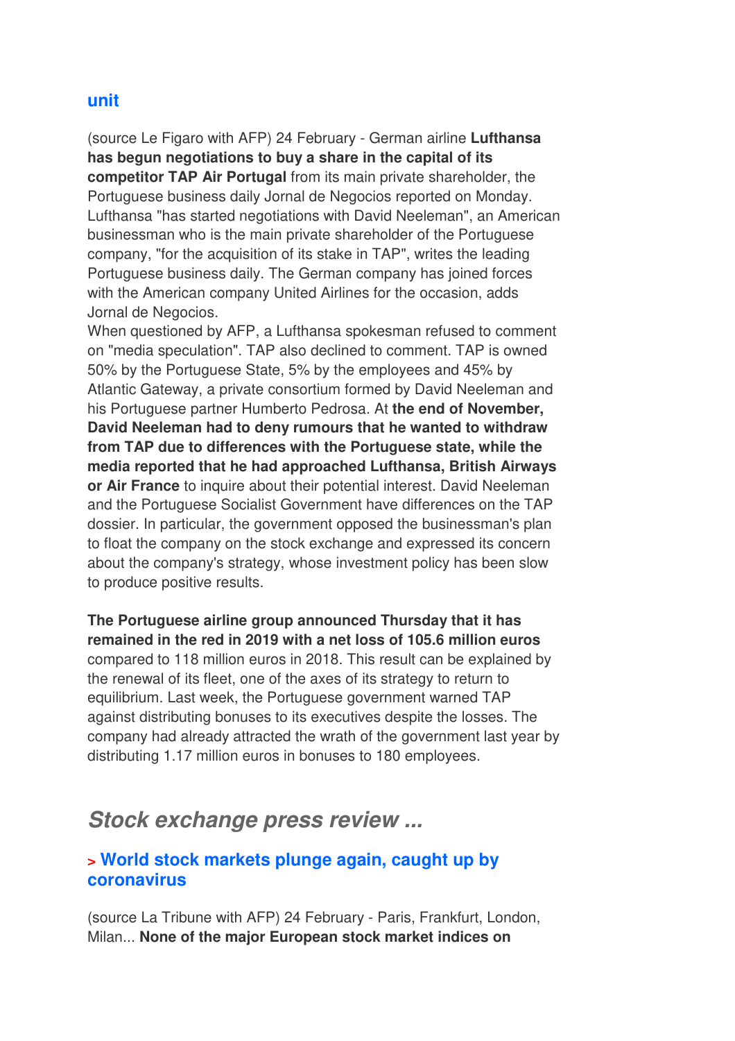## unit

(source Le Figaro with AFP) 24 February - German airline **Lufthansa has begun negotiations to buy a share in the capital of its competitor TAP Air Portugal** from its main private shareholder, the Portuguese business daily Jornal de Negocios reported on Monday. Lufthansa "has started negotiations with David Neeleman", an American businessman who is the main private shareholder of the Portuguese company, "for the acquisition of its stake in TAP", writes the leading Portuguese business daily. The German company has joined forces with the American company United Airlines for the occasion, adds Jornal de Negocios.

When questioned by AFP, a Lufthansa spokesman refused to comment on "media speculation". TAP also declined to comment. TAP is owned 50% by the Portuguese State, 5% by the employees and 45% by Atlantic Gateway, a private consortium formed by David Neeleman and his Portuguese partner Humberto Pedrosa. At **the end of November, David Neeleman had to deny rumours that he wanted to withdraw from TAP due to differences with the Portuguese state, while the media reported that he had approached Lufthansa, British Airways or Air France** to inquire about their potential interest. David Neeleman and the Portuguese Socialist Government have differences on the TAP dossier. In particular, the government opposed the businessman's plan to float the company on the stock exchange and expressed its concern about the company's strategy, whose investment policy has been slow to produce positive results.

**The Portuguese airline group announced Thursday that it has remained in the red in 2019 with a net loss of 105.6 million euros** compared to 118 million euros in 2018. This result can be explained by the renewal of its fleet, one of the axes of its strategy to return to equilibrium. Last week, the Portuguese government warned TAP against distributing bonuses to its executives despite the losses. The company had already attracted the wrath of the government last year by distributing 1.17 million euros in bonuses to 180 employees.

# *Stock exchange press review ...*

### > World stock markets plunge again, caught up by coronavirus

(source La Tribune with AFP) 24 February - Paris, Frankfurt, London, Milan... **None of the major European stock market indices on**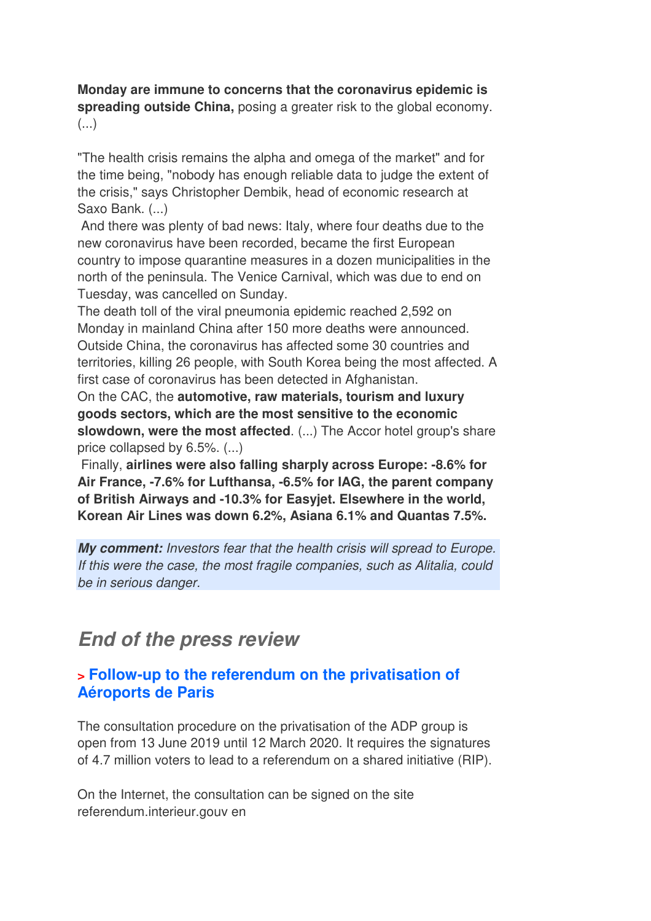**Monday are immune to concerns that the coronavirus epidemic is spreading outside China,** posing a greater risk to the global economy. (...)

"The health crisis remains the alpha and omega of the market" and for the time being, "nobody has enough reliable data to judge the extent of the crisis," says Christopher Dembik, head of economic research at Saxo Bank. (...)

And there was plenty of bad news: Italy, where four deaths due to the new coronavirus have been recorded, became the first European country to impose quarantine measures in a dozen municipalities in the north of the peninsula. The Venice Carnival, which was due to end on Tuesday, was cancelled on Sunday.

The death toll of the viral pneumonia epidemic reached 2,592 on Monday in mainland China after 150 more deaths were announced. Outside China, the coronavirus has affected some 30 countries and territories, killing 26 people, with South Korea being the most affected. A first case of coronavirus has been detected in Afghanistan.

On the CAC, the **automotive, raw materials, tourism and luxury goods sectors, which are the most sensitive to the economic slowdown, were the most affected**. (...) The Accor hotel group's share price collapsed by 6.5%. (...)

Finally, **airlines were also falling sharply across Europe: -8.6% for Air France, -7.6% for Lufthansa, -6.5% for IAG, the parent company of British Airways and -10.3% for Easyjet. Elsewhere in the world, Korean Air Lines was down 6.2%, Asiana 6.1% and Quantas 7.5%.**

***My comment:*** *Investors fear that the health crisis will spread to Europe. If this were the case, the most fragile companies, such as Alitalia, could be in serious danger.*

## *End of the press review*

### > Follow-up to the referendum on the privatisation of Aéroports de Paris

The consultation procedure on the privatisation of the ADP group is open from 13 June 2019 until 12 March 2020. It requires the signatures of 4.7 million voters to lead to a referendum on a shared initiative (RIP).

On the Internet, the consultation can be signed on the site referendum.interieur.gouv en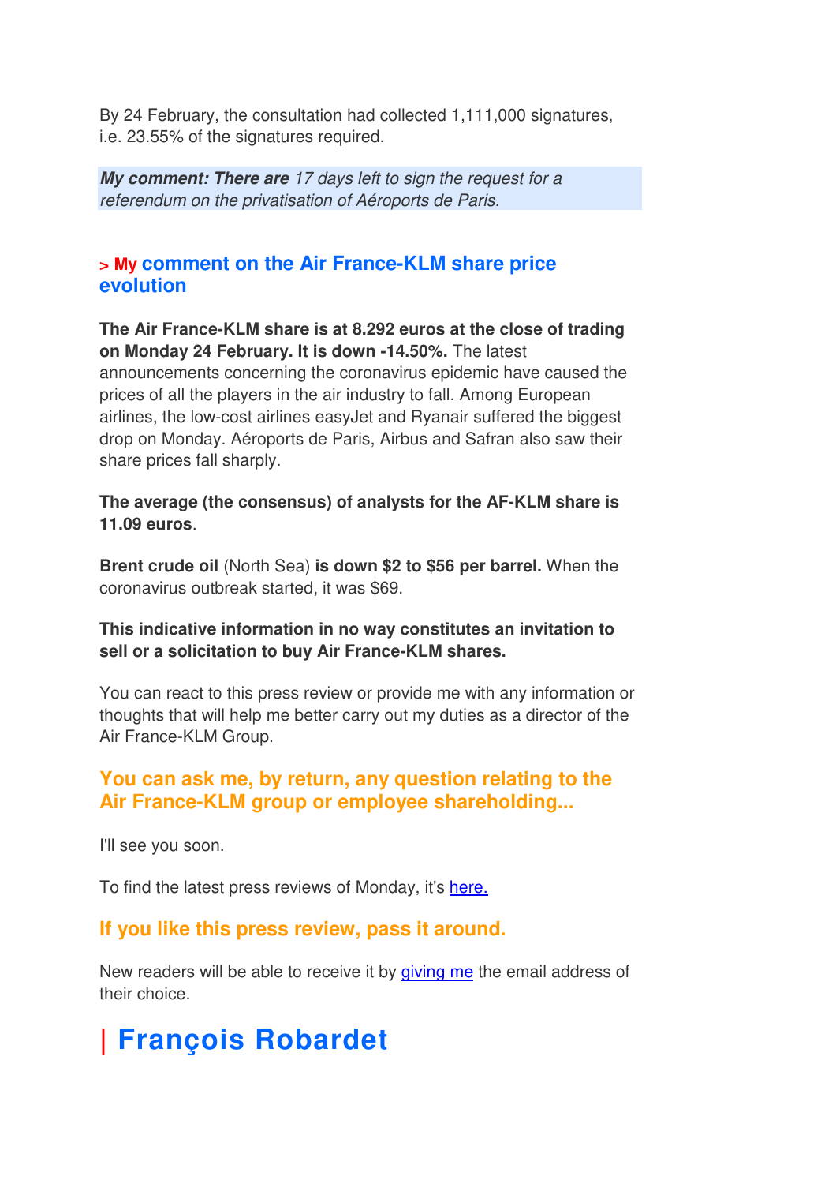By 24 February, the consultation had collected 1,111,000 signatures, i.e. 23.55% of the signatures required.

***My comment: There are** 17 days left to sign the request for a referendum on the privatisation of Aéroports de Paris.*

### > My comment on the Air France-KLM share price evolution

**The Air France-KLM share is at 8.292 euros at the close of trading on Monday 24 February. It is down -14.50%.** The latest announcements concerning the coronavirus epidemic have caused the prices of all the players in the air industry to fall. Among European airlines, the low-cost airlines easyJet and Ryanair suffered the biggest drop on Monday. Aéroports de Paris, Airbus and Safran also saw their share prices fall sharply.

**The average (the consensus) of analysts for the AF-KLM share is 11.09 euros**.

**Brent crude oil** (North Sea) **is down $2 to $56 per barrel.** When the coronavirus outbreak started, it was $69.

**This indicative information in no way constitutes an invitation to sell or a solicitation to buy Air France-KLM shares.**

You can react to this press review or provide me with any information or thoughts that will help me better carry out my duties as a director of the Air France-KLM Group.

### You can ask me, by return, any question relating to the Air France-KLM group or employee shareholding...

I'll see you soon.

To find the latest press reviews of Monday, it's here.

### If you like this press review, pass it around.

New readers will be able to receive it by giving me the email address of their choice.

## | François Robardet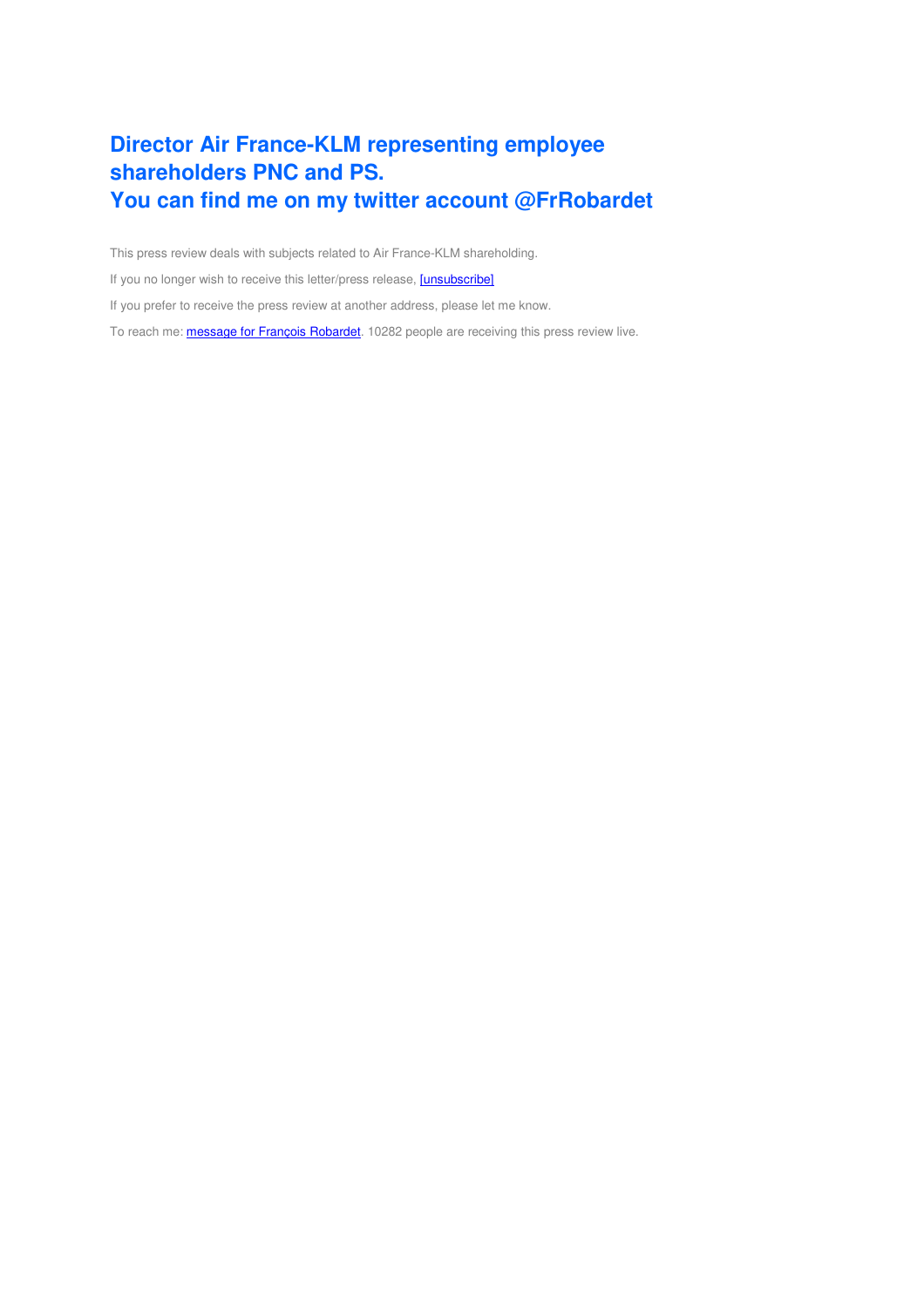## Director Air France-KLM representing employee shareholders PNC and PS.
## You can find me on my twitter account @FrRobardet

This press review deals with subjects related to Air France-KLM shareholding.

If you no longer wish to receive this letter/press release, [unsubscribe]

If you prefer to receive the press review at another address, please let me know.

To reach me: message for François Robardet. 10282 people are receiving this press review live.